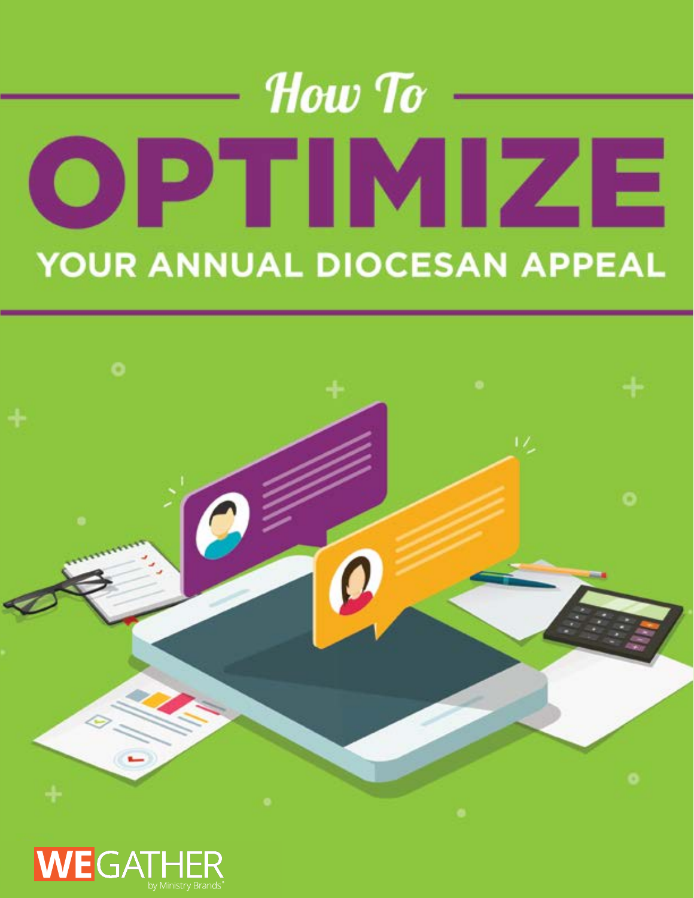# How To OPTIMIZE YOUR ANNUAL DIOCESAN APPEAL

WEGATHER by Ministry Brands®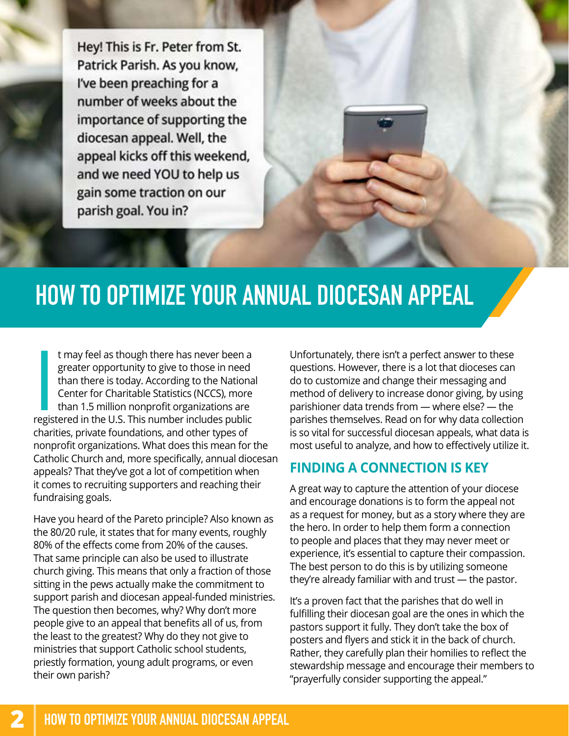Hey! This is Fr. Peter from St. Patrick Parish. As you know, I've been preaching for a number of weeks about the importance of supporting the diocesan appeal. Well, the appeal kicks off this weekend, and we need YOU to help us gain some traction on our parish goal. You in?

# HOW TO OPTIMIZE YOUR ANNUAL DIOCESAN APPEAL

It may feel as though there has never been a greater opportunity to give to those in need than there is today. According to the National Center for Charitable Statistics (NCCS), more than 1.5 million nonprofit organizations are registered in the U.S. This number includes public charities, private foundations, and other types of nonprofit organizations. What does this mean for the Catholic Church and, more specifically, annual diocesan appeals? That they've got a lot of competition when it comes to recruiting supporters and reaching their fundraising goals.

Have you heard of the Pareto principle? Also known as the 80/20 rule, it states that for many events, roughly 80% of the effects come from 20% of the causes. That same principle can also be used to illustrate church giving. This means that only a fraction of those sitting in the pews actually make the commitment to support parish and diocesan appeal-funded ministries. The question then becomes, why? Why don't more people give to an appeal that benefits all of us, from the least to the greatest? Why do they not give to ministries that support Catholic school students, priestly formation, young adult programs, or even their own parish?

Unfortunately, there isn't a perfect answer to these questions. However, there is a lot that dioceses can do to customize and change their messaging and method of delivery to increase donor giving, by using parishioner data trends from — where else? — the parishes themselves. Read on for why data collection is so vital for successful diocesan appeals, what data is most useful to analyze, and how to effectively utilize it.

## FINDING A CONNECTION IS KEY

A great way to capture the attention of your diocese and encourage donations is to form the appeal not as a request for money, but as a story where they are the hero. In order to help them form a connection to people and places that they may never meet or experience, it's essential to capture their compassion. The best person to do this is by utilizing someone they're already familiar with and trust — the pastor.

It's a proven fact that the parishes that do well in fulfilling their diocesan goal are the ones in which the pastors support it fully. They don't take the box of posters and flyers and stick it in the back of church. Rather, they carefully plan their homilies to reflect the stewardship message and encourage their members to "prayerfully consider supporting the appeal."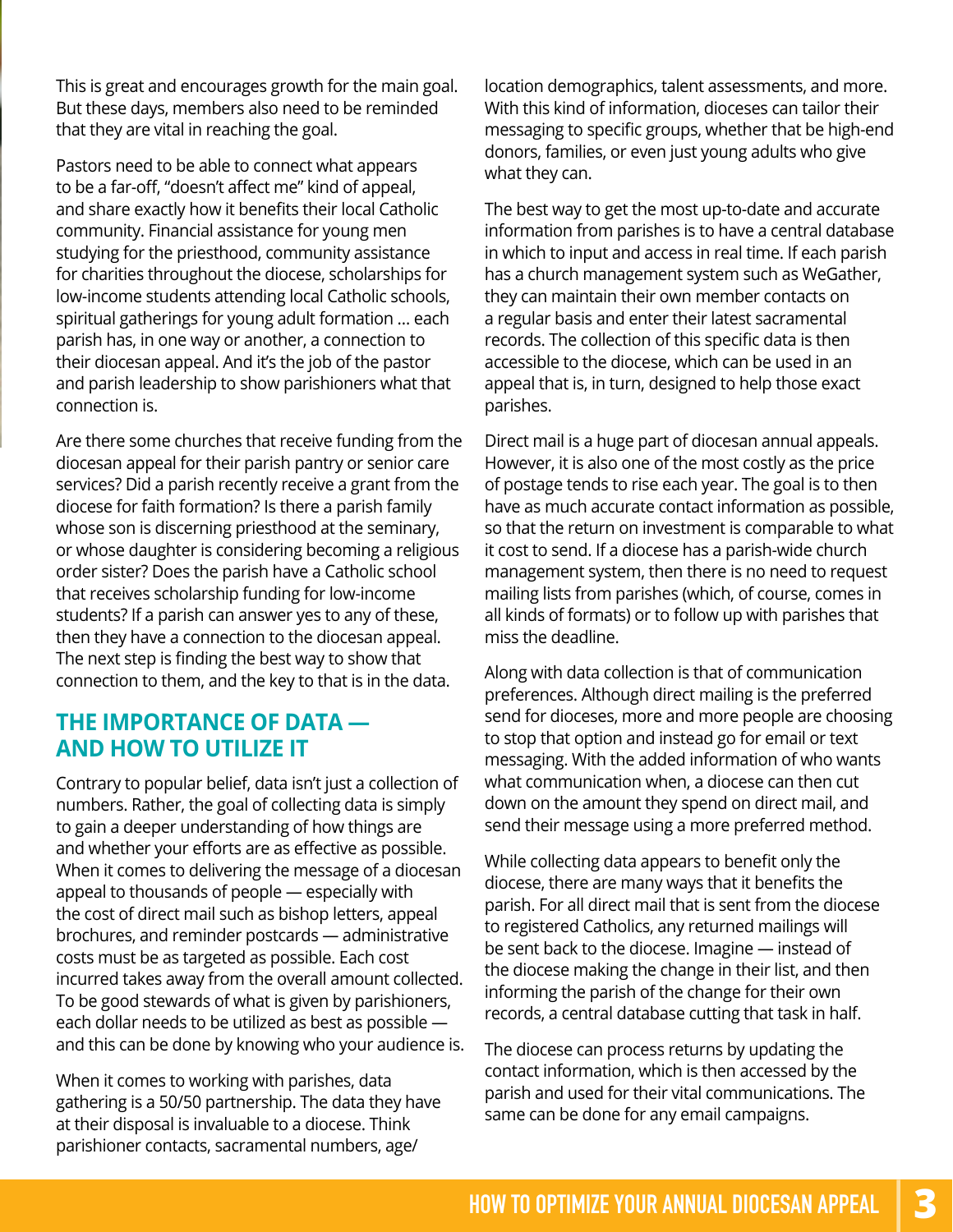This is great and encourages growth for the main goal. But these days, members also need to be reminded that they are vital in reaching the goal.

Pastors need to be able to connect what appears to be a far-off, "doesn't affect me" kind of appeal, and share exactly how it benefits their local Catholic community. Financial assistance for young men studying for the priesthood, community assistance for charities throughout the diocese, scholarships for low-income students attending local Catholic schools, spiritual gatherings for young adult formation ... each parish has, in one way or another, a connection to their diocesan appeal. And it's the job of the pastor and parish leadership to show parishioners what that connection is.

Are there some churches that receive funding from the diocesan appeal for their parish pantry or senior care services? Did a parish recently receive a grant from the diocese for faith formation? Is there a parish family whose son is discerning priesthood at the seminary, or whose daughter is considering becoming a religious order sister? Does the parish have a Catholic school that receives scholarship funding for low-income students? If a parish can answer yes to any of these, then they have a connection to the diocesan appeal. The next step is finding the best way to show that connection to them, and the key to that is in the data.

## THE IMPORTANCE OF DATA — AND HOW TO UTILIZE IT

Contrary to popular belief, data isn't just a collection of numbers. Rather, the goal of collecting data is simply to gain a deeper understanding of how things are and whether your efforts are as effective as possible. When it comes to delivering the message of a diocesan appeal to thousands of people — especially with the cost of direct mail such as bishop letters, appeal brochures, and reminder postcards — administrative costs must be as targeted as possible. Each cost incurred takes away from the overall amount collected. To be good stewards of what is given by parishioners, each dollar needs to be utilized as best as possible — and this can be done by knowing who your audience is.

When it comes to working with parishes, data gathering is a 50/50 partnership. The data they have at their disposal is invaluable to a diocese. Think parishioner contacts, sacramental numbers, age/location demographics, talent assessments, and more. With this kind of information, dioceses can tailor their messaging to specific groups, whether that be high-end donors, families, or even just young adults who give what they can.

The best way to get the most up-to-date and accurate information from parishes is to have a central database in which to input and access in real time. If each parish has a church management system such as WeGather, they can maintain their own member contacts on a regular basis and enter their latest sacramental records. The collection of this specific data is then accessible to the diocese, which can be used in an appeal that is, in turn, designed to help those exact parishes.

Direct mail is a huge part of diocesan annual appeals. However, it is also one of the most costly as the price of postage tends to rise each year. The goal is to then have as much accurate contact information as possible, so that the return on investment is comparable to what it cost to send. If a diocese has a parish-wide church management system, then there is no need to request mailing lists from parishes (which, of course, comes in all kinds of formats) or to follow up with parishes that miss the deadline.

Along with data collection is that of communication preferences. Although direct mailing is the preferred send for dioceses, more and more people are choosing to stop that option and instead go for email or text messaging. With the added information of who wants what communication when, a diocese can then cut down on the amount they spend on direct mail, and send their message using a more preferred method.

While collecting data appears to benefit only the diocese, there are many ways that it benefits the parish. For all direct mail that is sent from the diocese to registered Catholics, any returned mailings will be sent back to the diocese. Imagine — instead of the diocese making the change in their list, and then informing the parish of the change for their own records, a central database cutting that task in half.

The diocese can process returns by updating the contact information, which is then accessed by the parish and used for their vital communications. The same can be done for any email campaigns.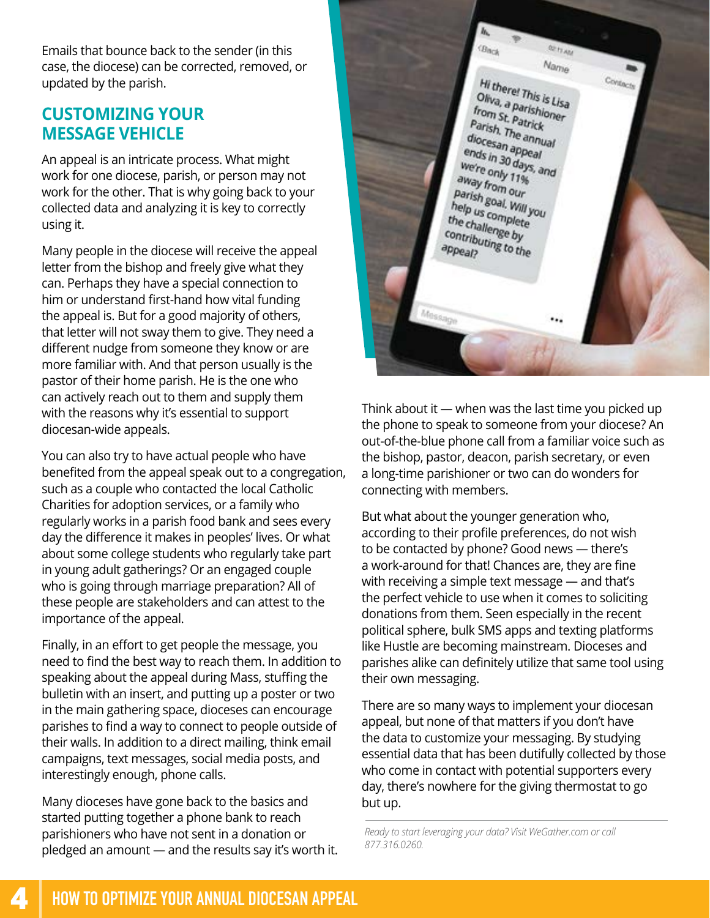Emails that bounce back to the sender (in this case, the diocese) can be corrected, removed, or updated by the parish.

## CUSTOMIZING YOUR MESSAGE VEHICLE

An appeal is an intricate process. What might work for one diocese, parish, or person may not work for the other. That is why going back to your collected data and analyzing it is key to correctly using it.

Many people in the diocese will receive the appeal letter from the bishop and freely give what they can. Perhaps they have a special connection to him or understand first-hand how vital funding the appeal is. But for a good majority of others, that letter will not sway them to give. They need a different nudge from someone they know or are more familiar with. And that person usually is the pastor of their home parish. He is the one who can actively reach out to them and supply them with the reasons why it's essential to support diocesan-wide appeals.

You can also try to have actual people who have benefited from the appeal speak out to a congregation, such as a couple who contacted the local Catholic Charities for adoption services, or a family who regularly works in a parish food bank and sees every day the difference it makes in peoples' lives. Or what about some college students who regularly take part in young adult gatherings? Or an engaged couple who is going through marriage preparation? All of these people are stakeholders and can attest to the importance of the appeal.

Finally, in an effort to get people the message, you need to find the best way to reach them. In addition to speaking about the appeal during Mass, stuffing the bulletin with an insert, and putting up a poster or two in the main gathering space, dioceses can encourage parishes to find a way to connect to people outside of their walls. In addition to a direct mailing, think email campaigns, text messages, social media posts, and interestingly enough, phone calls.

Many dioceses have gone back to the basics and started putting together a phone bank to reach parishioners who have not sent in a donation or pledged an amount — and the results say it's worth it.

Think about it — when was the last time you picked up the phone to speak to someone from your diocese? An out-of-the-blue phone call from a familiar voice such as the bishop, pastor, deacon, parish secretary, or even a long-time parishioner or two can do wonders for connecting with members.

But what about the younger generation who, according to their profile preferences, do not wish to be contacted by phone? Good news — there's a work-around for that! Chances are, they are fine with receiving a simple text message — and that's the perfect vehicle to use when it comes to soliciting donations from them. Seen especially in the recent political sphere, bulk SMS apps and texting platforms like Hustle are becoming mainstream. Dioceses and parishes alike can definitely utilize that same tool using their own messaging.

There are so many ways to implement your diocesan appeal, but none of that matters if you don't have the data to customize your messaging. By studying essential data that has been dutifully collected by those who come in contact with potential supporters every day, there's nowhere for the giving thermostat to go but up.

---

*Ready to start leveraging your data? Visit WeGather.com or call 877.316.0260.*